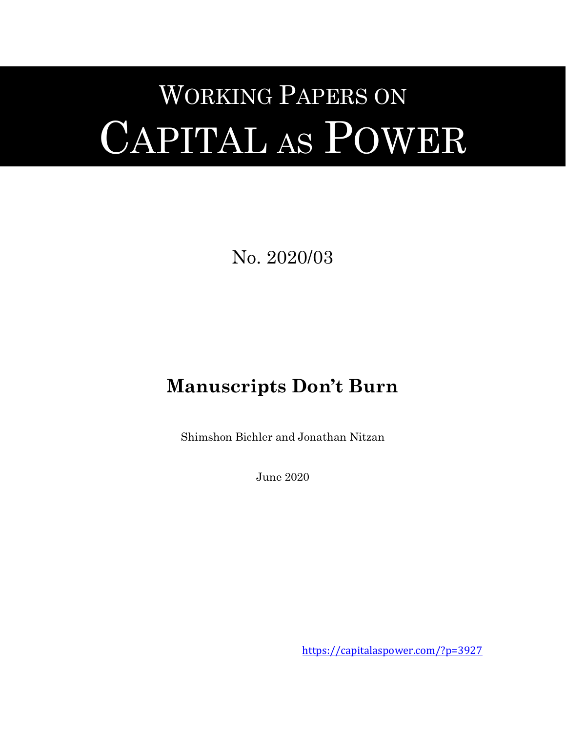# WORKING PAPERS ON CAPITAL AS POWER

No. 2020/03

## Manuscripts Don't Burn

Shimshon Bichler and Jonathan Nitzan

June 2020

https://capitalaspower.com/?p=3927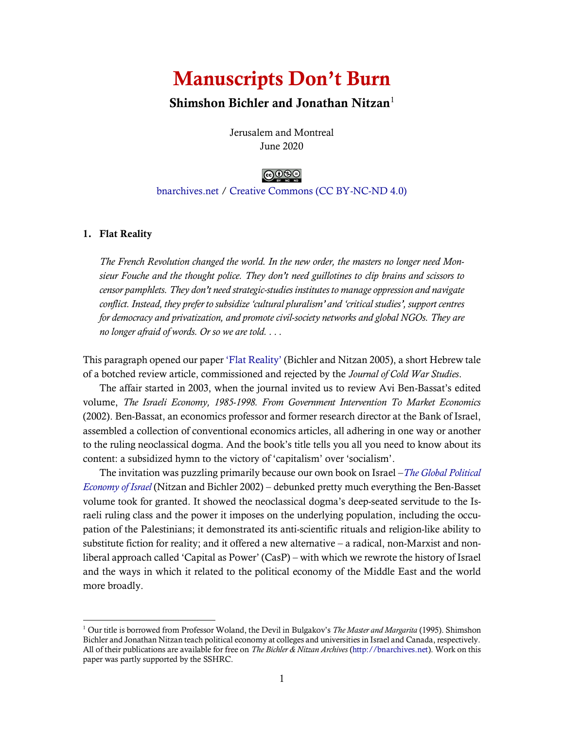# Manuscripts Don't Burn

## Shimshon Bichler and Jonathan Nitzan[1]

Jerusalem and Montreal
June 2020

bnarchives.net / Creative Commons (CC BY-NC-ND 4.0)

### 1. Flat Reality

> *The French Revolution changed the world. In the new order, the masters no longer need Monsieur Fouche and the thought police. They don't need guillotines to clip brains and scissors to censor pamphlets. They don't need strategic-studies institutes to manage oppression and navigate conflict. Instead, they prefer to subsidize 'cultural pluralism' and 'critical studies', support centres for democracy and privatization, and promote civil-society networks and global NGOs. They are no longer afraid of words. Or so we are told. . . .*

This paragraph opened our paper 'Flat Reality' (Bichler and Nitzan 2005), a short Hebrew tale of a botched review article, commissioned and rejected by the *Journal of Cold War Studies*.

The affair started in 2003, when the journal invited us to review Avi Ben-Bassat's edited volume, *The Israeli Economy, 1985-1998. From Government Intervention To Market Economics* (2002). Ben-Bassat, an economics professor and former research director at the Bank of Israel, assembled a collection of conventional economics articles, all adhering in one way or another to the ruling neoclassical dogma. And the book's title tells you all you need to know about its content: a subsidized hymn to the victory of 'capitalism' over 'socialism'.

The invitation was puzzling primarily because our own book on Israel –*The Global Political Economy of Israel* (Nitzan and Bichler 2002) – debunked pretty much everything the Ben-Basset volume took for granted. It showed the neoclassical dogma's deep-seated servitude to the Israeli ruling class and the power it imposes on the underlying population, including the occupation of the Palestinians; it demonstrated its anti-scientific rituals and religion-like ability to substitute fiction for reality; and it offered a new alternative – a radical, non-Marxist and non-liberal approach called 'Capital as Power' (CasP) – with which we rewrote the history of Israel and the ways in which it related to the political economy of the Middle East and the world more broadly.

---

[1] Our title is borrowed from Professor Woland, the Devil in Bulgakov's *The Master and Margarita* (1995). Shimshon Bichler and Jonathan Nitzan teach political economy at colleges and universities in Israel and Canada, respectively. All of their publications are available for free on *The Bichler & Nitzan Archives* (http://bnarchives.net). Work on this paper was partly supported by the SSHRC.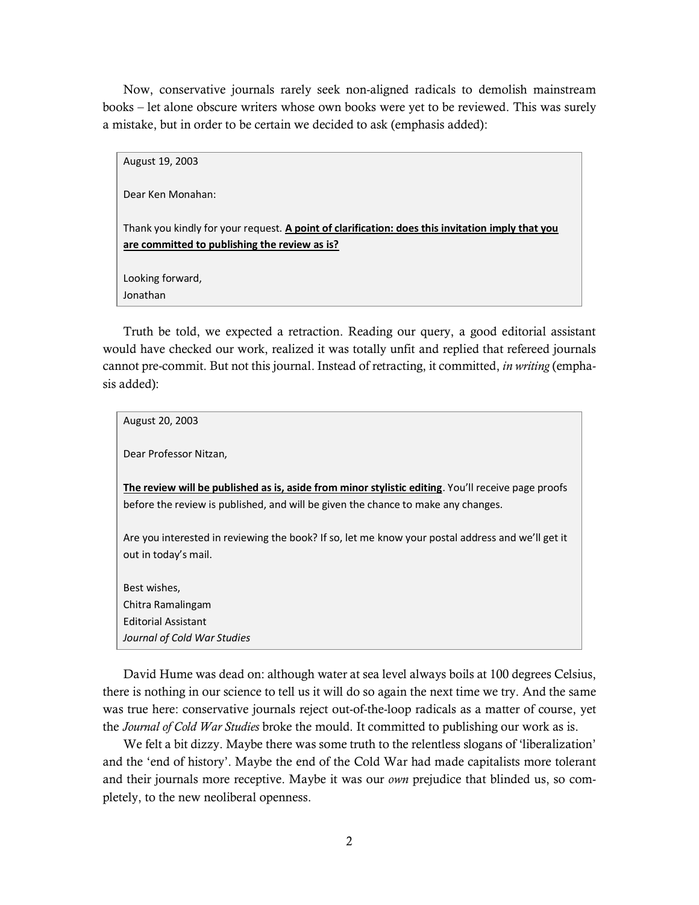Now, conservative journals rarely seek non-aligned radicals to demolish mainstream books – let alone obscure writers whose own books were yet to be reviewed. This was surely a mistake, but in order to be certain we decided to ask (emphasis added):

> August 19, 2003
>
> Dear Ken Monahan:
>
> Thank you kindly for your request. **A point of clarification: does this invitation imply that you are committed to publishing the review as is?**
>
> Looking forward,
> Jonathan

Truth be told, we expected a retraction. Reading our query, a good editorial assistant would have checked our work, realized it was totally unfit and replied that refereed journals cannot pre-commit. But not this journal. Instead of retracting, it committed, *in writing* (emphasis added):

> August 20, 2003
>
> Dear Professor Nitzan,
>
> **The review will be published as is, aside from minor stylistic editing**. You'll receive page proofs before the review is published, and will be given the chance to make any changes.
>
> Are you interested in reviewing the book? If so, let me know your postal address and we'll get it out in today's mail.
>
> Best wishes,
> Chitra Ramalingam
> Editorial Assistant
> *Journal of Cold War Studies*

David Hume was dead on: although water at sea level always boils at 100 degrees Celsius, there is nothing in our science to tell us it will do so again the next time we try. And the same was true here: conservative journals reject out-of-the-loop radicals as a matter of course, yet the *Journal of Cold War Studies* broke the mould. It committed to publishing our work as is.

We felt a bit dizzy. Maybe there was some truth to the relentless slogans of 'liberalization' and the 'end of history'. Maybe the end of the Cold War had made capitalists more tolerant and their journals more receptive. Maybe it was our *own* prejudice that blinded us, so completely, to the new neoliberal openness.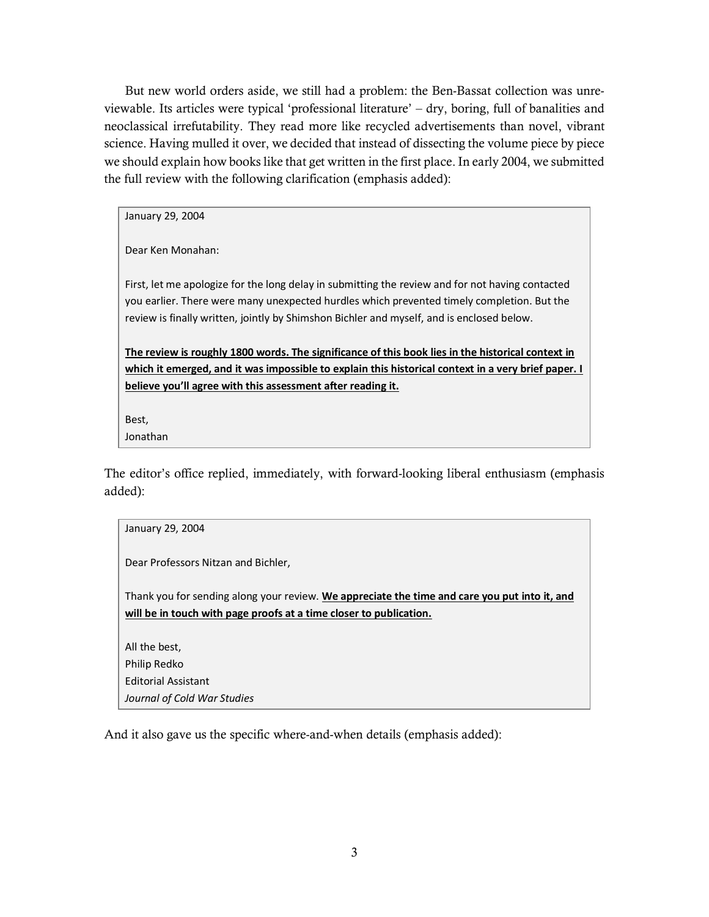But new world orders aside, we still had a problem: the Ben-Bassat collection was unreviewable. Its articles were typical 'professional literature' – dry, boring, full of banalities and neoclassical irrefutability. They read more like recycled advertisements than novel, vibrant science. Having mulled it over, we decided that instead of dissecting the volume piece by piece we should explain how books like that get written in the first place. In early 2004, we submitted the full review with the following clarification (emphasis added):

> January 29, 2004
>
> Dear Ken Monahan:
>
> First, let me apologize for the long delay in submitting the review and for not having contacted you earlier. There were many unexpected hurdles which prevented timely completion. But the review is finally written, jointly by Shimshon Bichler and myself, and is enclosed below.
>
> **The review is roughly 1800 words. The significance of this book lies in the historical context in which it emerged, and it was impossible to explain this historical context in a very brief paper. I believe you'll agree with this assessment after reading it.**
>
> Best,
> Jonathan

The editor's office replied, immediately, with forward-looking liberal enthusiasm (emphasis added):

> January 29, 2004
>
> Dear Professors Nitzan and Bichler,
>
> Thank you for sending along your review. **We appreciate the time and care you put into it, and will be in touch with page proofs at a time closer to publication.**
>
> All the best,
> Philip Redko
> Editorial Assistant
> *Journal of Cold War Studies*

And it also gave us the specific where-and-when details (emphasis added):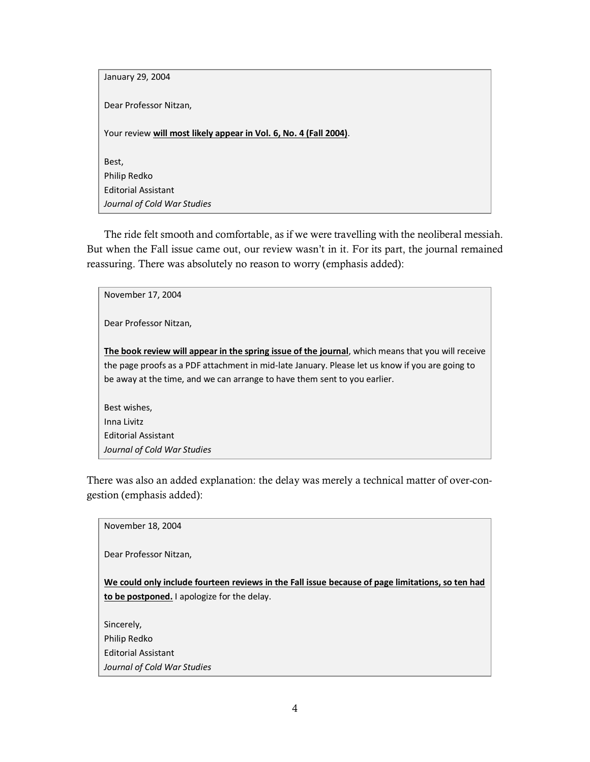> January 29, 2004
>
> Dear Professor Nitzan,
>
> Your review **will most likely appear in Vol. 6, No. 4 (Fall 2004)**.
>
> Best,
> Philip Redko
> Editorial Assistant
> *Journal of Cold War Studies*

The ride felt smooth and comfortable, as if we were travelling with the neoliberal messiah. But when the Fall issue came out, our review wasn't in it. For its part, the journal remained reassuring. There was absolutely no reason to worry (emphasis added):

> November 17, 2004
>
> Dear Professor Nitzan,
>
> **The book review will appear in the spring issue of the journal**, which means that you will receive the page proofs as a PDF attachment in mid-late January. Please let us know if you are going to be away at the time, and we can arrange to have them sent to you earlier.
>
> Best wishes,
> Inna Livitz
> Editorial Assistant
> *Journal of Cold War Studies*

There was also an added explanation: the delay was merely a technical matter of over-congestion (emphasis added):

> November 18, 2004
>
> Dear Professor Nitzan,
>
> **We could only include fourteen reviews in the Fall issue because of page limitations, so ten had to be postponed.** I apologize for the delay.
>
> Sincerely,
> Philip Redko
> Editorial Assistant
> *Journal of Cold War Studies*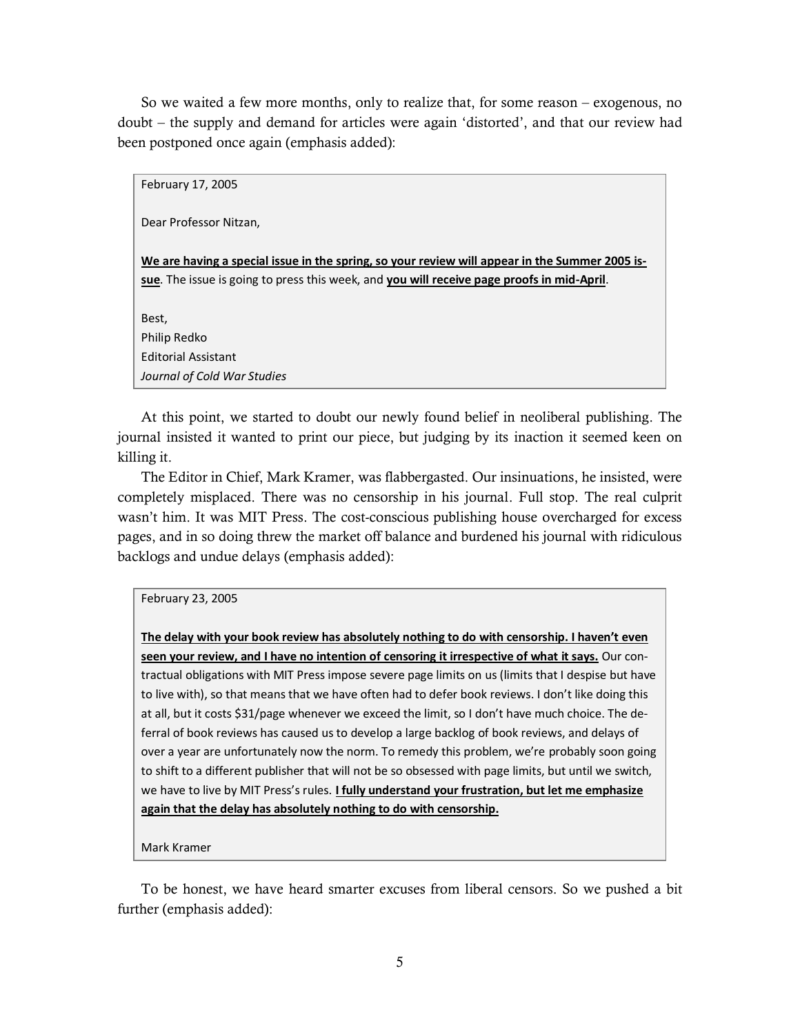So we waited a few more months, only to realize that, for some reason – exogenous, no doubt – the supply and demand for articles were again 'distorted', and that our review had been postponed once again (emphasis added):

> February 17, 2005
>
> Dear Professor Nitzan,
>
> **We are having a special issue in the spring, so your review will appear in the Summer 2005 issue**. The issue is going to press this week, and **you will receive page proofs in mid-April**.
>
> Best,
> Philip Redko
> Editorial Assistant
> *Journal of Cold War Studies*

At this point, we started to doubt our newly found belief in neoliberal publishing. The journal insisted it wanted to print our piece, but judging by its inaction it seemed keen on killing it.

The Editor in Chief, Mark Kramer, was flabbergasted. Our insinuations, he insisted, were completely misplaced. There was no censorship in his journal. Full stop. The real culprit wasn't him. It was MIT Press. The cost-conscious publishing house overcharged for excess pages, and in so doing threw the market off balance and burdened his journal with ridiculous backlogs and undue delays (emphasis added):

> February 23, 2005
>
> **The delay with your book review has absolutely nothing to do with censorship. I haven't even seen your review, and I have no intention of censoring it irrespective of what it says.** Our contractual obligations with MIT Press impose severe page limits on us (limits that I despise but have to live with), so that means that we have often had to defer book reviews. I don't like doing this at all, but it costs $31/page whenever we exceed the limit, so I don't have much choice. The deferral of book reviews has caused us to develop a large backlog of book reviews, and delays of over a year are unfortunately now the norm. To remedy this problem, we're probably soon going to shift to a different publisher that will not be so obsessed with page limits, but until we switch, we have to live by MIT Press's rules. **I fully understand your frustration, but let me emphasize again that the delay has absolutely nothing to do with censorship.**
>
> Mark Kramer

To be honest, we have heard smarter excuses from liberal censors. So we pushed a bit further (emphasis added):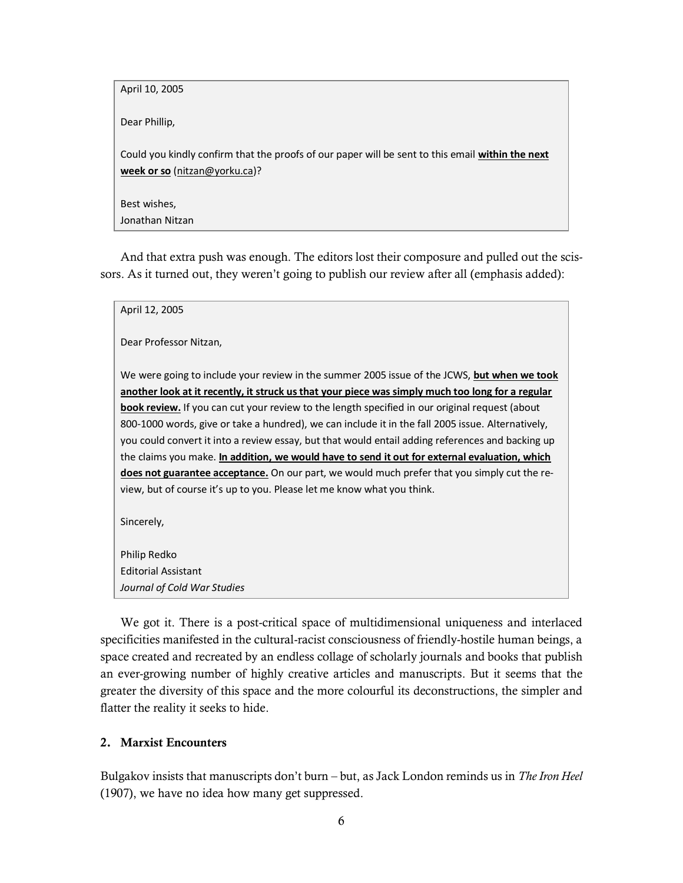> April 10, 2005
>
> Dear Phillip,
>
> Could you kindly confirm that the proofs of our paper will be sent to this email **within the next week or so** (nitzan@yorku.ca)?
>
> Best wishes,
> Jonathan Nitzan

And that extra push was enough. The editors lost their composure and pulled out the scissors. As it turned out, they weren't going to publish our review after all (emphasis added):

> April 12, 2005
>
> Dear Professor Nitzan,
>
> We were going to include your review in the summer 2005 issue of the JCWS, **but when we took another look at it recently, it struck us that your piece was simply much too long for a regular book review.** If you can cut your review to the length specified in our original request (about 800-1000 words, give or take a hundred), we can include it in the fall 2005 issue. Alternatively, you could convert it into a review essay, but that would entail adding references and backing up the claims you make. **In addition, we would have to send it out for external evaluation, which does not guarantee acceptance.** On our part, we would much prefer that you simply cut the review, but of course it's up to you. Please let me know what you think.
>
> Sincerely,
>
> Philip Redko
> Editorial Assistant
> *Journal of Cold War Studies*

We got it. There is a post-critical space of multidimensional uniqueness and interlaced specificities manifested in the cultural-racist consciousness of friendly-hostile human beings, a space created and recreated by an endless collage of scholarly journals and books that publish an ever-growing number of highly creative articles and manuscripts. But it seems that the greater the diversity of this space and the more colourful its deconstructions, the simpler and flatter the reality it seeks to hide.

## 2. Marxist Encounters

Bulgakov insists that manuscripts don't burn – but, as Jack London reminds us in *The Iron Heel* (1907), we have no idea how many get suppressed.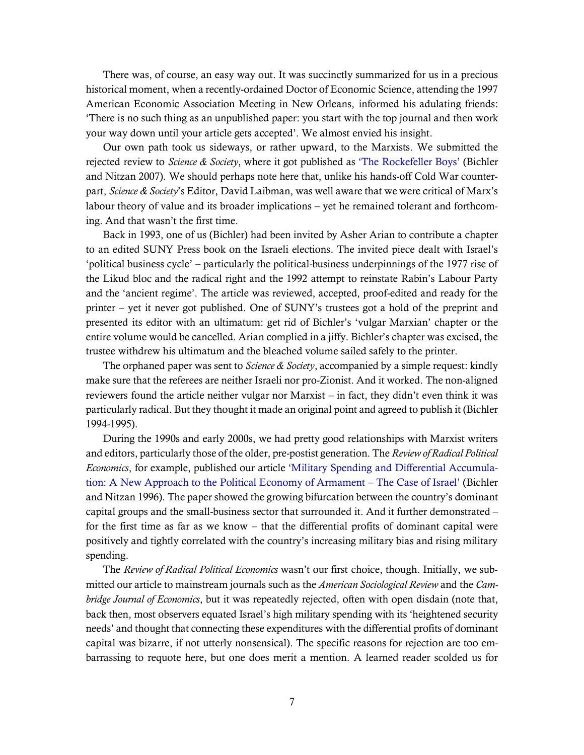There was, of course, an easy way out. It was succinctly summarized for us in a precious historical moment, when a recently-ordained Doctor of Economic Science, attending the 1997 American Economic Association Meeting in New Orleans, informed his adulating friends: 'There is no such thing as an unpublished paper: you start with the top journal and then work your way down until your article gets accepted'. We almost envied his insight.

Our own path took us sideways, or rather upward, to the Marxists. We submitted the rejected review to *Science & Society*, where it got published as 'The Rockefeller Boys' (Bichler and Nitzan 2007). We should perhaps note here that, unlike his hands-off Cold War counterpart, *Science & Society*'s Editor, David Laibman, was well aware that we were critical of Marx's labour theory of value and its broader implications – yet he remained tolerant and forthcoming. And that wasn't the first time.

Back in 1993, one of us (Bichler) had been invited by Asher Arian to contribute a chapter to an edited SUNY Press book on the Israeli elections. The invited piece dealt with Israel's 'political business cycle' – particularly the political-business underpinnings of the 1977 rise of the Likud bloc and the radical right and the 1992 attempt to reinstate Rabin's Labour Party and the 'ancient regime'. The article was reviewed, accepted, proof-edited and ready for the printer – yet it never got published. One of SUNY's trustees got a hold of the preprint and presented its editor with an ultimatum: get rid of Bichler's 'vulgar Marxian' chapter or the entire volume would be cancelled. Arian complied in a jiffy. Bichler's chapter was excised, the trustee withdrew his ultimatum and the bleached volume sailed safely to the printer.

The orphaned paper was sent to *Science & Society*, accompanied by a simple request: kindly make sure that the referees are neither Israeli nor pro-Zionist. And it worked. The non-aligned reviewers found the article neither vulgar nor Marxist – in fact, they didn't even think it was particularly radical. But they thought it made an original point and agreed to publish it (Bichler 1994-1995).

During the 1990s and early 2000s, we had pretty good relationships with Marxist writers and editors, particularly those of the older, pre-postist generation. The *Review of Radical Political Economics*, for example, published our article 'Military Spending and Differential Accumulation: A New Approach to the Political Economy of Armament – The Case of Israel' (Bichler and Nitzan 1996). The paper showed the growing bifurcation between the country's dominant capital groups and the small-business sector that surrounded it. And it further demonstrated – for the first time as far as we know – that the differential profits of dominant capital were positively and tightly correlated with the country's increasing military bias and rising military spending.

The *Review of Radical Political Economics* wasn't our first choice, though. Initially, we submitted our article to mainstream journals such as the *American Sociological Review* and the *Cambridge Journal of Economics*, but it was repeatedly rejected, often with open disdain (note that, back then, most observers equated Israel's high military spending with its 'heightened security needs' and thought that connecting these expenditures with the differential profits of dominant capital was bizarre, if not utterly nonsensical). The specific reasons for rejection are too embarrassing to requote here, but one does merit a mention. A learned reader scolded us for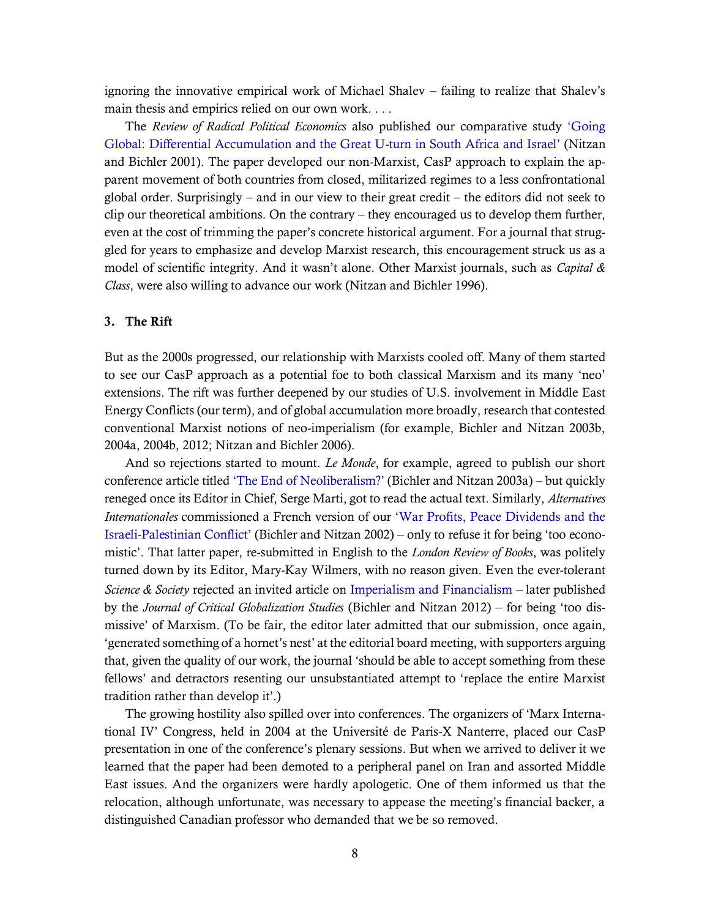ignoring the innovative empirical work of Michael Shalev – failing to realize that Shalev's main thesis and empirics relied on our own work. . . .

The *Review of Radical Political Economics* also published our comparative study 'Going Global: Differential Accumulation and the Great U-turn in South Africa and Israel' (Nitzan and Bichler 2001). The paper developed our non-Marxist, CasP approach to explain the apparent movement of both countries from closed, militarized regimes to a less confrontational global order. Surprisingly – and in our view to their great credit – the editors did not seek to clip our theoretical ambitions. On the contrary – they encouraged us to develop them further, even at the cost of trimming the paper's concrete historical argument. For a journal that struggled for years to emphasize and develop Marxist research, this encouragement struck us as a model of scientific integrity. And it wasn't alone. Other Marxist journals, such as *Capital & Class*, were also willing to advance our work (Nitzan and Bichler 1996).

## 3. The Rift

But as the 2000s progressed, our relationship with Marxists cooled off. Many of them started to see our CasP approach as a potential foe to both classical Marxism and its many 'neo' extensions. The rift was further deepened by our studies of U.S. involvement in Middle East Energy Conflicts (our term), and of global accumulation more broadly, research that contested conventional Marxist notions of neo-imperialism (for example, Bichler and Nitzan 2003b, 2004a, 2004b, 2012; Nitzan and Bichler 2006).

And so rejections started to mount. *Le Monde*, for example, agreed to publish our short conference article titled 'The End of Neoliberalism?' (Bichler and Nitzan 2003a) – but quickly reneged once its Editor in Chief, Serge Marti, got to read the actual text. Similarly, *Alternatives Internationales* commissioned a French version of our 'War Profits, Peace Dividends and the Israeli-Palestinian Conflict' (Bichler and Nitzan 2002) – only to refuse it for being 'too economistic'. That latter paper, re-submitted in English to the *London Review of Books*, was politely turned down by its Editor, Mary-Kay Wilmers, with no reason given. Even the ever-tolerant *Science & Society* rejected an invited article on Imperialism and Financialism – later published by the *Journal of Critical Globalization Studies* (Bichler and Nitzan 2012) – for being 'too dismissive' of Marxism. (To be fair, the editor later admitted that our submission, once again, 'generated something of a hornet's nest' at the editorial board meeting, with supporters arguing that, given the quality of our work, the journal 'should be able to accept something from these fellows' and detractors resenting our unsubstantiated attempt to 'replace the entire Marxist tradition rather than develop it'.)

The growing hostility also spilled over into conferences. The organizers of 'Marx International IV' Congress, held in 2004 at the Université de Paris-X Nanterre, placed our CasP presentation in one of the conference's plenary sessions. But when we arrived to deliver it we learned that the paper had been demoted to a peripheral panel on Iran and assorted Middle East issues. And the organizers were hardly apologetic. One of them informed us that the relocation, although unfortunate, was necessary to appease the meeting's financial backer, a distinguished Canadian professor who demanded that we be so removed.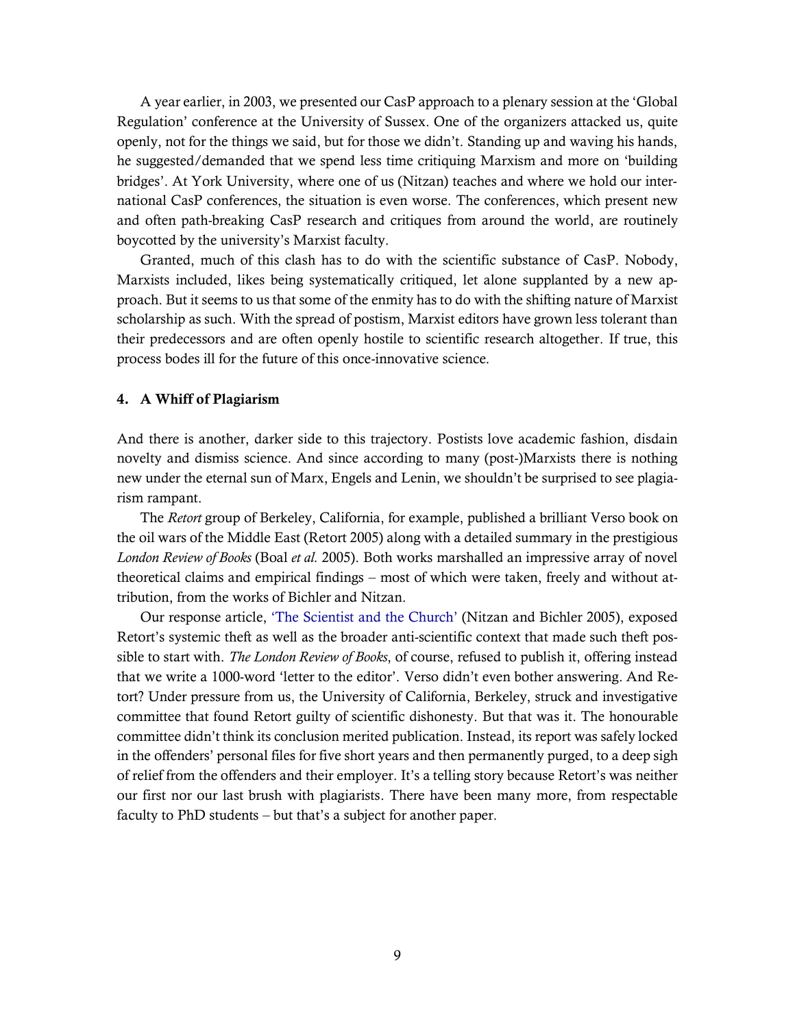A year earlier, in 2003, we presented our CasP approach to a plenary session at the 'Global Regulation' conference at the University of Sussex. One of the organizers attacked us, quite openly, not for the things we said, but for those we didn't. Standing up and waving his hands, he suggested/demanded that we spend less time critiquing Marxism and more on 'building bridges'. At York University, where one of us (Nitzan) teaches and where we hold our international CasP conferences, the situation is even worse. The conferences, which present new and often path-breaking CasP research and critiques from around the world, are routinely boycotted by the university's Marxist faculty.

Granted, much of this clash has to do with the scientific substance of CasP. Nobody, Marxists included, likes being systematically critiqued, let alone supplanted by a new approach. But it seems to us that some of the enmity has to do with the shifting nature of Marxist scholarship as such. With the spread of postism, Marxist editors have grown less tolerant than their predecessors and are often openly hostile to scientific research altogether. If true, this process bodes ill for the future of this once-innovative science.

### 4. A Whiff of Plagiarism

And there is another, darker side to this trajectory. Postists love academic fashion, disdain novelty and dismiss science. And since according to many (post-)Marxists there is nothing new under the eternal sun of Marx, Engels and Lenin, we shouldn't be surprised to see plagiarism rampant.

The *Retort* group of Berkeley, California, for example, published a brilliant Verso book on the oil wars of the Middle East (Retort 2005) along with a detailed summary in the prestigious *London Review of Books* (Boal *et al.* 2005). Both works marshalled an impressive array of novel theoretical claims and empirical findings – most of which were taken, freely and without attribution, from the works of Bichler and Nitzan.

Our response article, 'The Scientist and the Church' (Nitzan and Bichler 2005), exposed Retort's systemic theft as well as the broader anti-scientific context that made such theft possible to start with. *The London Review of Books*, of course, refused to publish it, offering instead that we write a 1000-word 'letter to the editor'. Verso didn't even bother answering. And Retort? Under pressure from us, the University of California, Berkeley, struck and investigative committee that found Retort guilty of scientific dishonesty. But that was it. The honourable committee didn't think its conclusion merited publication. Instead, its report was safely locked in the offenders' personal files for five short years and then permanently purged, to a deep sigh of relief from the offenders and their employer. It's a telling story because Retort's was neither our first nor our last brush with plagiarists. There have been many more, from respectable faculty to PhD students – but that's a subject for another paper.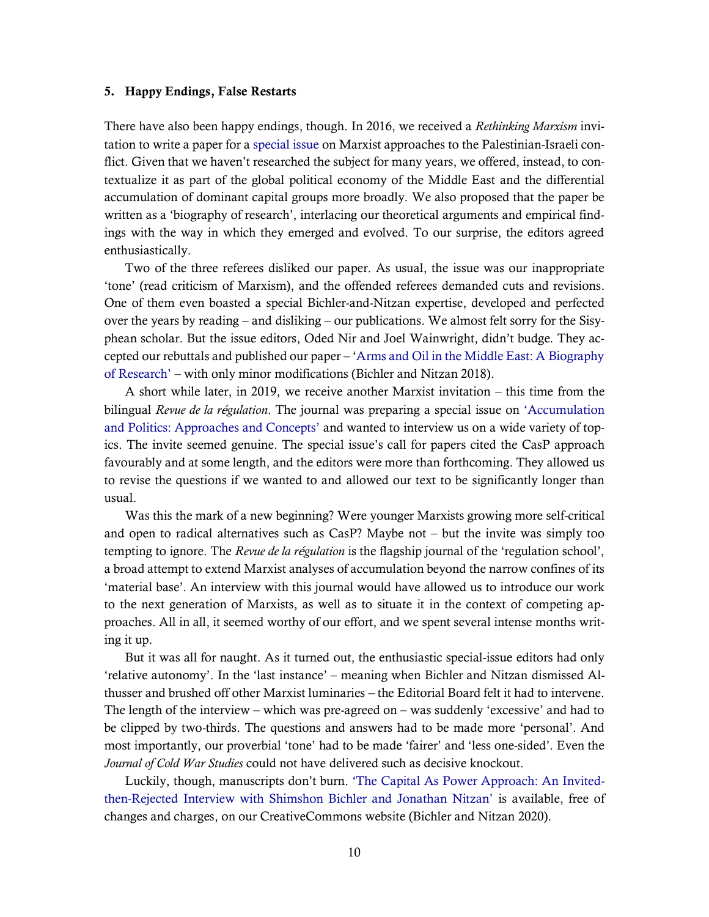## 5. Happy Endings, False Restarts

There have also been happy endings, though. In 2016, we received a *Rethinking Marxism* invitation to write a paper for a special issue on Marxist approaches to the Palestinian-Israeli conflict. Given that we haven't researched the subject for many years, we offered, instead, to contextualize it as part of the global political economy of the Middle East and the differential accumulation of dominant capital groups more broadly. We also proposed that the paper be written as a 'biography of research', interlacing our theoretical arguments and empirical findings with the way in which they emerged and evolved. To our surprise, the editors agreed enthusiastically.

Two of the three referees disliked our paper. As usual, the issue was our inappropriate 'tone' (read criticism of Marxism), and the offended referees demanded cuts and revisions. One of them even boasted a special Bichler-and-Nitzan expertise, developed and perfected over the years by reading – and disliking – our publications. We almost felt sorry for the Sisyphean scholar. But the issue editors, Oded Nir and Joel Wainwright, didn't budge. They accepted our rebuttals and published our paper – 'Arms and Oil in the Middle East: A Biography of Research' – with only minor modifications (Bichler and Nitzan 2018).

A short while later, in 2019, we receive another Marxist invitation – this time from the bilingual *Revue de la régulation*. The journal was preparing a special issue on 'Accumulation and Politics: Approaches and Concepts' and wanted to interview us on a wide variety of topics. The invite seemed genuine. The special issue's call for papers cited the CasP approach favourably and at some length, and the editors were more than forthcoming. They allowed us to revise the questions if we wanted to and allowed our text to be significantly longer than usual.

Was this the mark of a new beginning? Were younger Marxists growing more self-critical and open to radical alternatives such as CasP? Maybe not – but the invite was simply too tempting to ignore. The *Revue de la régulation* is the flagship journal of the 'regulation school', a broad attempt to extend Marxist analyses of accumulation beyond the narrow confines of its 'material base'. An interview with this journal would have allowed us to introduce our work to the next generation of Marxists, as well as to situate it in the context of competing approaches. All in all, it seemed worthy of our effort, and we spent several intense months writing it up.

But it was all for naught. As it turned out, the enthusiastic special-issue editors had only 'relative autonomy'. In the 'last instance' – meaning when Bichler and Nitzan dismissed Althusser and brushed off other Marxist luminaries – the Editorial Board felt it had to intervene. The length of the interview – which was pre-agreed on – was suddenly 'excessive' and had to be clipped by two-thirds. The questions and answers had to be made more 'personal'. And most importantly, our proverbial 'tone' had to be made 'fairer' and 'less one-sided'. Even the *Journal of Cold War Studies* could not have delivered such as decisive knockout.

Luckily, though, manuscripts don't burn. 'The Capital As Power Approach: An Invited-then-Rejected Interview with Shimshon Bichler and Jonathan Nitzan' is available, free of changes and charges, on our CreativeCommons website (Bichler and Nitzan 2020).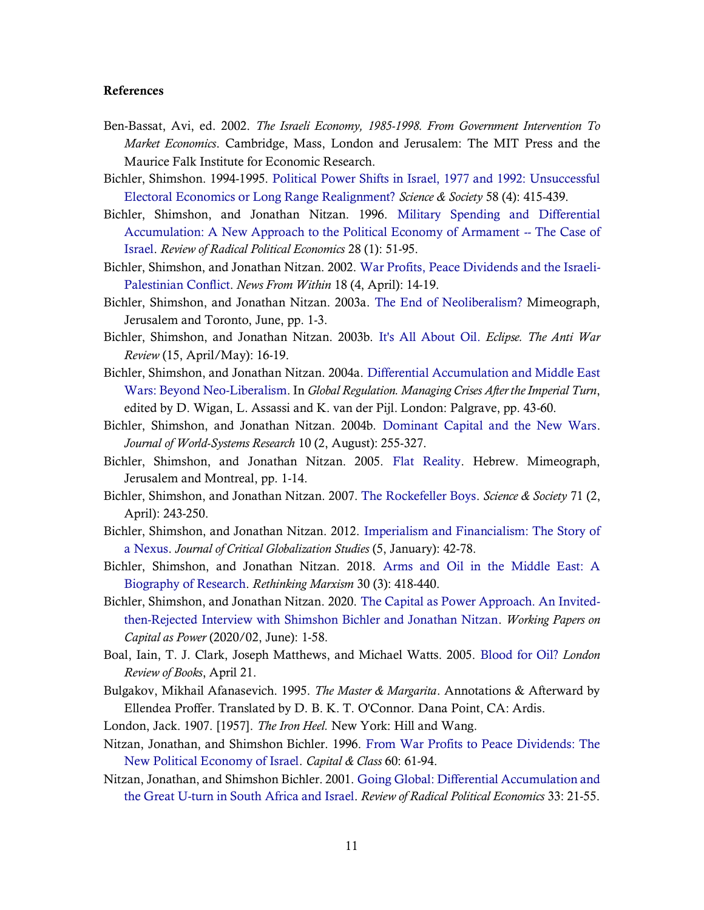### References

Ben-Bassat, Avi, ed. 2002. *The Israeli Economy, 1985-1998. From Government Intervention To Market Economics*. Cambridge, Mass, London and Jerusalem: The MIT Press and the Maurice Falk Institute for Economic Research.

Bichler, Shimshon. 1994-1995. Political Power Shifts in Israel, 1977 and 1992: Unsuccessful Electoral Economics or Long Range Realignment? *Science & Society* 58 (4): 415-439.

Bichler, Shimshon, and Jonathan Nitzan. 1996. Military Spending and Differential Accumulation: A New Approach to the Political Economy of Armament -- The Case of Israel. *Review of Radical Political Economics* 28 (1): 51-95.

Bichler, Shimshon, and Jonathan Nitzan. 2002. War Profits, Peace Dividends and the Israeli-Palestinian Conflict. *News From Within* 18 (4, April): 14-19.

Bichler, Shimshon, and Jonathan Nitzan. 2003a. The End of Neoliberalism? Mimeograph, Jerusalem and Toronto, June, pp. 1-3.

Bichler, Shimshon, and Jonathan Nitzan. 2003b. It's All About Oil. *Eclipse. The Anti War Review* (15, April/May): 16-19.

Bichler, Shimshon, and Jonathan Nitzan. 2004a. Differential Accumulation and Middle East Wars: Beyond Neo-Liberalism. In *Global Regulation. Managing Crises After the Imperial Turn*, edited by D. Wigan, L. Assassi and K. van der Pijl. London: Palgrave, pp. 43-60.

Bichler, Shimshon, and Jonathan Nitzan. 2004b. Dominant Capital and the New Wars. *Journal of World-Systems Research* 10 (2, August): 255-327.

Bichler, Shimshon, and Jonathan Nitzan. 2005. Flat Reality. Hebrew. Mimeograph, Jerusalem and Montreal, pp. 1-14.

Bichler, Shimshon, and Jonathan Nitzan. 2007. The Rockefeller Boys. *Science & Society* 71 (2, April): 243-250.

Bichler, Shimshon, and Jonathan Nitzan. 2012. Imperialism and Financialism: The Story of a Nexus. *Journal of Critical Globalization Studies* (5, January): 42-78.

Bichler, Shimshon, and Jonathan Nitzan. 2018. Arms and Oil in the Middle East: A Biography of Research. *Rethinking Marxism* 30 (3): 418-440.

Bichler, Shimshon, and Jonathan Nitzan. 2020. The Capital as Power Approach. An Invited-then-Rejected Interview with Shimshon Bichler and Jonathan Nitzan. *Working Papers on Capital as Power* (2020/02, June): 1-58.

Boal, Iain, T. J. Clark, Joseph Matthews, and Michael Watts. 2005. Blood for Oil? *London Review of Books*, April 21.

Bulgakov, Mikhail Afanasevich. 1995. *The Master & Margarita*. Annotations & Afterward by Ellendea Proffer. Translated by D. B. K. T. O'Connor. Dana Point, CA: Ardis.

London, Jack. 1907. [1957]. *The Iron Heel.* New York: Hill and Wang.

Nitzan, Jonathan, and Shimshon Bichler. 1996. From War Profits to Peace Dividends: The New Political Economy of Israel. *Capital & Class* 60: 61-94.

Nitzan, Jonathan, and Shimshon Bichler. 2001. Going Global: Differential Accumulation and the Great U-turn in South Africa and Israel. *Review of Radical Political Economics* 33: 21-55.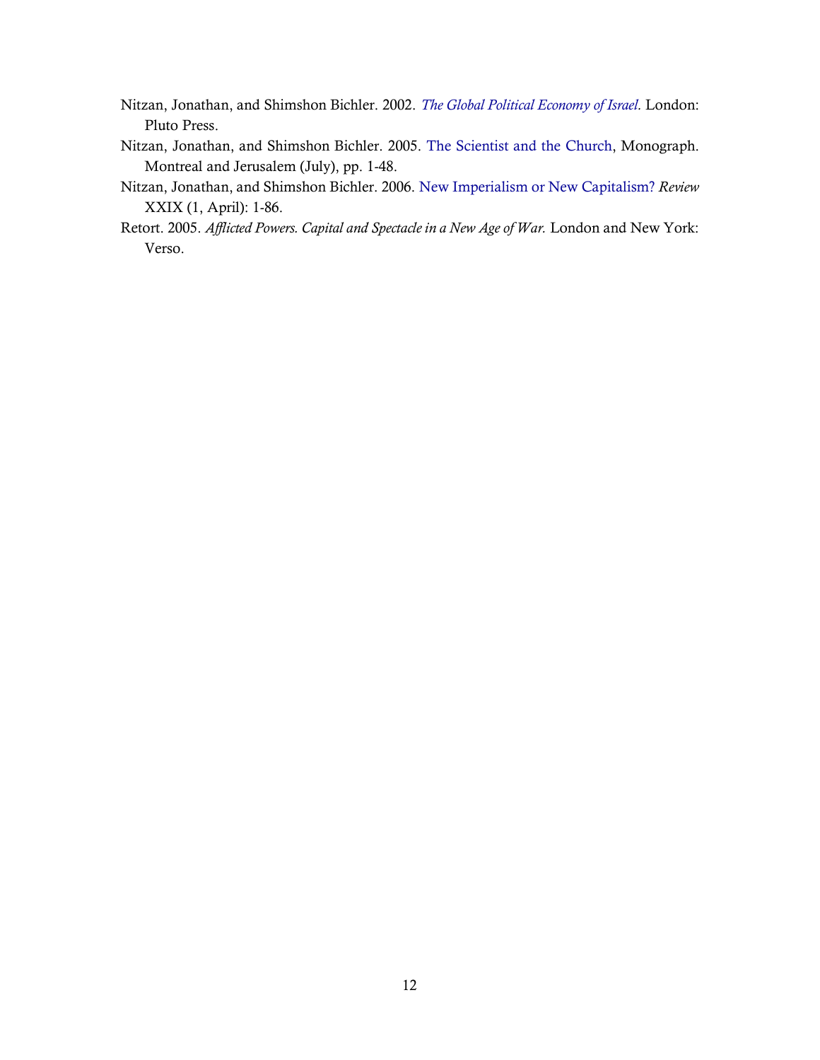Nitzan, Jonathan, and Shimshon Bichler. 2002. *The Global Political Economy of Israel*. London: Pluto Press.

Nitzan, Jonathan, and Shimshon Bichler. 2005. The Scientist and the Church, Monograph. Montreal and Jerusalem (July), pp. 1-48.

Nitzan, Jonathan, and Shimshon Bichler. 2006. New Imperialism or New Capitalism? *Review* XXIX (1, April): 1-86.

Retort. 2005. *Afflicted Powers. Capital and Spectacle in a New Age of War.* London and New York: Verso.